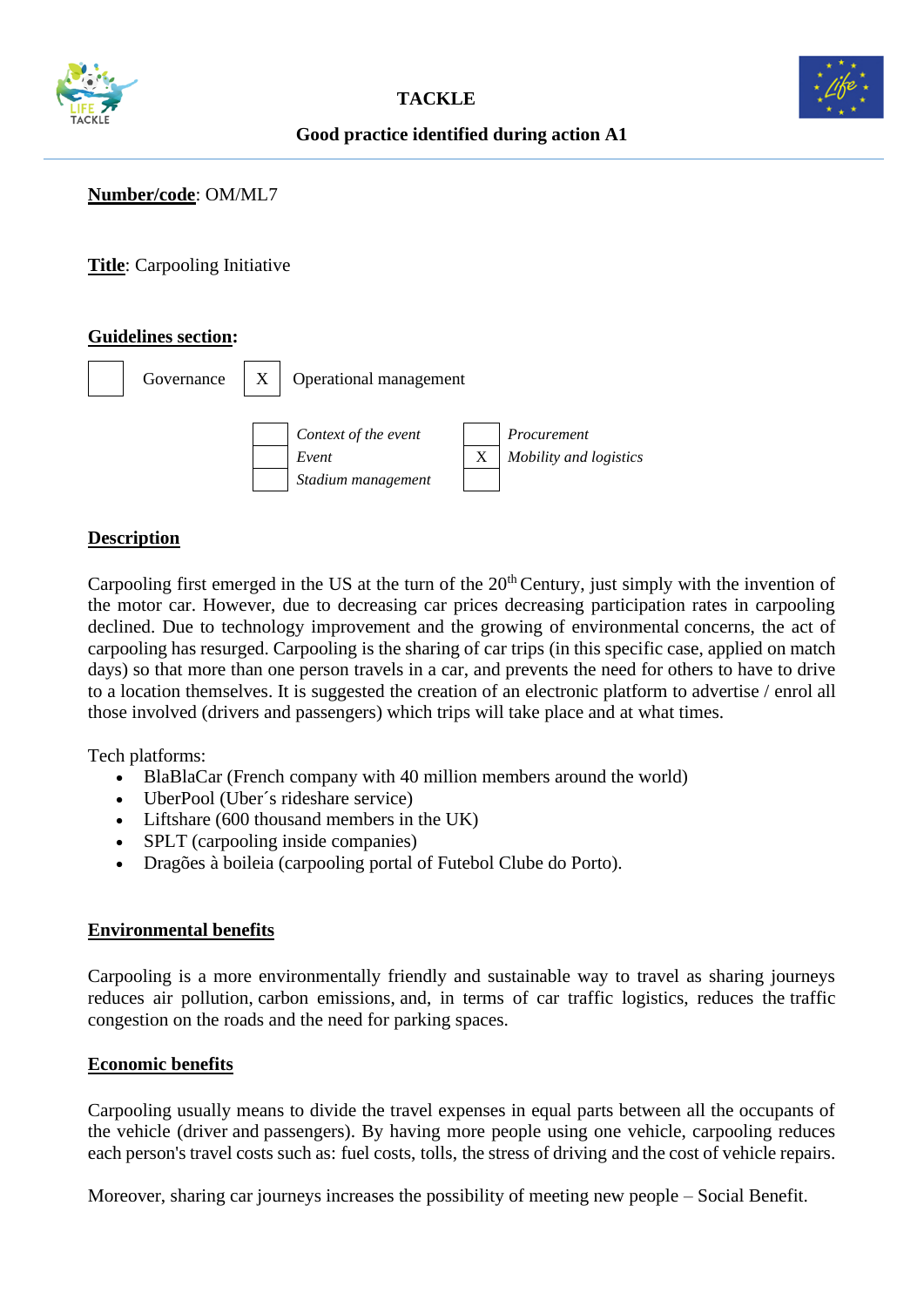# TACKLE

## Good practice identified during action A1

**Number/code**: OM/ML7

**Title**: Carpooling Initiative

**Guidelines section:**

| | | | |
|---|---|---|---|
| | Governance | X | Operational management |

| | | | |
|---|---|---|---|
| | *Context of the event* | | *Procurement* |
| | *Event* | X | *Mobility and logistics* |
| | *Stadium management* | | |

**Description**

Carpooling first emerged in the US at the turn of the 20th Century, just simply with the invention of the motor car. However, due to decreasing car prices decreasing participation rates in carpooling declined. Due to technology improvement and the growing of environmental concerns, the act of carpooling has resurged. Carpooling is the sharing of car trips (in this specific case, applied on match days) so that more than one person travels in a car, and prevents the need for others to have to drive to a location themselves. It is suggested the creation of an electronic platform to advertise / enrol all those involved (drivers and passengers) which trips will take place and at what times.

Tech platforms:

- BlaBlaCar (French company with 40 million members around the world)
- UberPool (Uber´s rideshare service)
- Liftshare (600 thousand members in the UK)
- SPLT (carpooling inside companies)
- Dragões à boileia (carpooling portal of Futebol Clube do Porto).

**Environmental benefits**

Carpooling is a more environmentally friendly and sustainable way to travel as sharing journeys reduces air pollution, carbon emissions, and, in terms of car traffic logistics, reduces the traffic congestion on the roads and the need for parking spaces.

**Economic benefits**

Carpooling usually means to divide the travel expenses in equal parts between all the occupants of the vehicle (driver and passengers). By having more people using one vehicle, carpooling reduces each person's travel costs such as: fuel costs, tolls, the stress of driving and the cost of vehicle repairs.

Moreover, sharing car journeys increases the possibility of meeting new people – Social Benefit.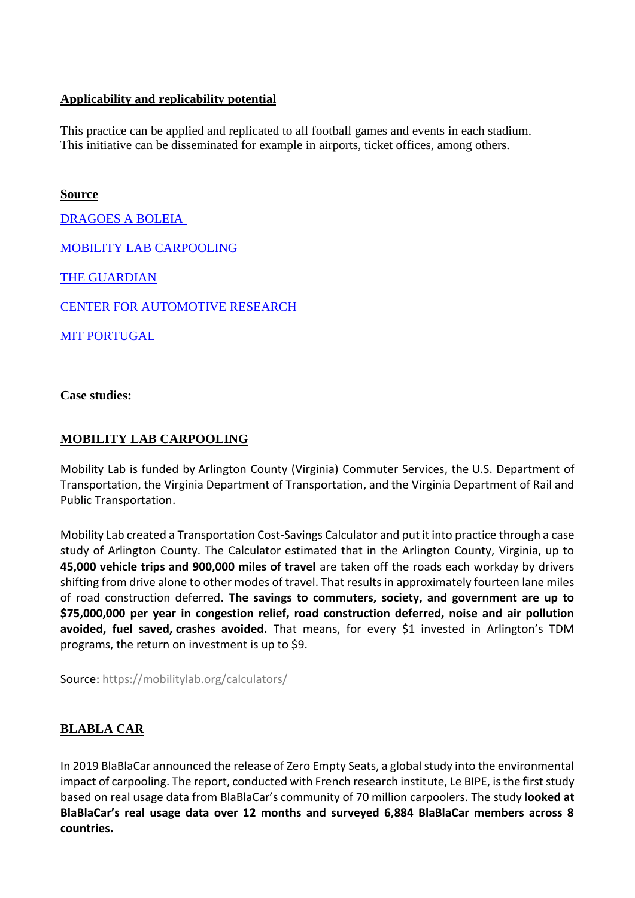**Applicability and replicability potential**

This practice can be applied and replicated to all football games and events in each stadium. This initiative can be disseminated for example in airports, ticket offices, among others.

**Source**

[DRAGOES A BOLEIA](#)

[MOBILITY LAB CARPOOLING](#)

[THE GUARDIAN](#)

[CENTER FOR AUTOMOTIVE RESEARCH](#)

[MIT PORTUGAL](#)

**Case studies:**

**MOBILITY LAB CARPOOLING**

Mobility Lab is funded by Arlington County (Virginia) Commuter Services, the U.S. Department of Transportation, the Virginia Department of Transportation, and the Virginia Department of Rail and Public Transportation.

Mobility Lab created a Transportation Cost-Savings Calculator and put it into practice through a case study of Arlington County. The Calculator estimated that in the Arlington County, Virginia, up to **45,000 vehicle trips and 900,000 miles of travel** are taken off the roads each workday by drivers shifting from drive alone to other modes of travel. That results in approximately fourteen lane miles of road construction deferred. **The savings to commuters, society, and government are up to $75,000,000 per year in congestion relief, road construction deferred, noise and air pollution avoided, fuel saved, crashes avoided.** That means, for every $1 invested in Arlington's TDM programs, the return on investment is up to $9.

Source: https://mobilitylab.org/calculators/

**BLABLA CAR**

In 2019 BlaBlaCar announced the release of Zero Empty Seats, a global study into the environmental impact of carpooling. The report, conducted with French research institute, Le BIPE, is the first study based on real usage data from BlaBlaCar's community of 70 million carpoolers. The study l**ooked at BlaBlaCar's real usage data over 12 months and surveyed 6,884 BlaBlaCar members across 8 countries.**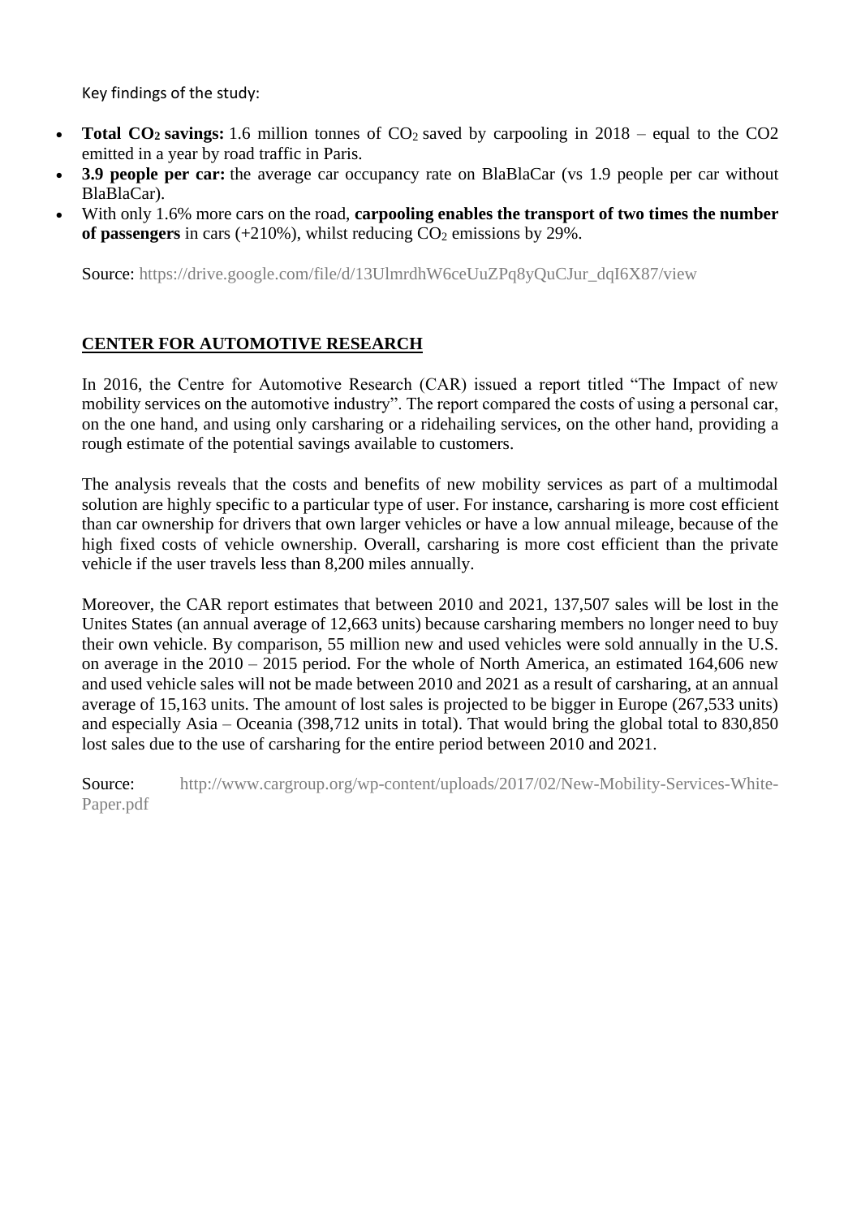Key findings of the study:

- **Total $CO_2$ savings:** 1.6 million tonnes of $CO_2$ saved by carpooling in 2018 – equal to the CO2 emitted in a year by road traffic in Paris.
- **3.9 people per car:** the average car occupancy rate on BlaBlaCar (vs 1.9 people per car without BlaBlaCar).
- With only 1.6% more cars on the road, **carpooling enables the transport of two times the number of passengers** in cars (+210%), whilst reducing $CO_2$ emissions by 29%.

Source: https://drive.google.com/file/d/13UlmrdhW6ceUuZPq8yQuCJur_dqI6X87/view

## CENTER FOR AUTOMOTIVE RESEARCH

In 2016, the Centre for Automotive Research (CAR) issued a report titled "The Impact of new mobility services on the automotive industry". The report compared the costs of using a personal car, on the one hand, and using only carsharing or a ridehailing services, on the other hand, providing a rough estimate of the potential savings available to customers.

The analysis reveals that the costs and benefits of new mobility services as part of a multimodal solution are highly specific to a particular type of user. For instance, carsharing is more cost efficient than car ownership for drivers that own larger vehicles or have a low annual mileage, because of the high fixed costs of vehicle ownership. Overall, carsharing is more cost efficient than the private vehicle if the user travels less than 8,200 miles annually.

Moreover, the CAR report estimates that between 2010 and 2021, 137,507 sales will be lost in the Unites States (an annual average of 12,663 units) because carsharing members no longer need to buy their own vehicle. By comparison, 55 million new and used vehicles were sold annually in the U.S. on average in the 2010 – 2015 period. For the whole of North America, an estimated 164,606 new and used vehicle sales will not be made between 2010 and 2021 as a result of carsharing, at an annual average of 15,163 units. The amount of lost sales is projected to be bigger in Europe (267,533 units) and especially Asia – Oceania (398,712 units in total). That would bring the global total to 830,850 lost sales due to the use of carsharing for the entire period between 2010 and 2021.

Source: http://www.cargroup.org/wp-content/uploads/2017/02/New-Mobility-Services-White-Paper.pdf